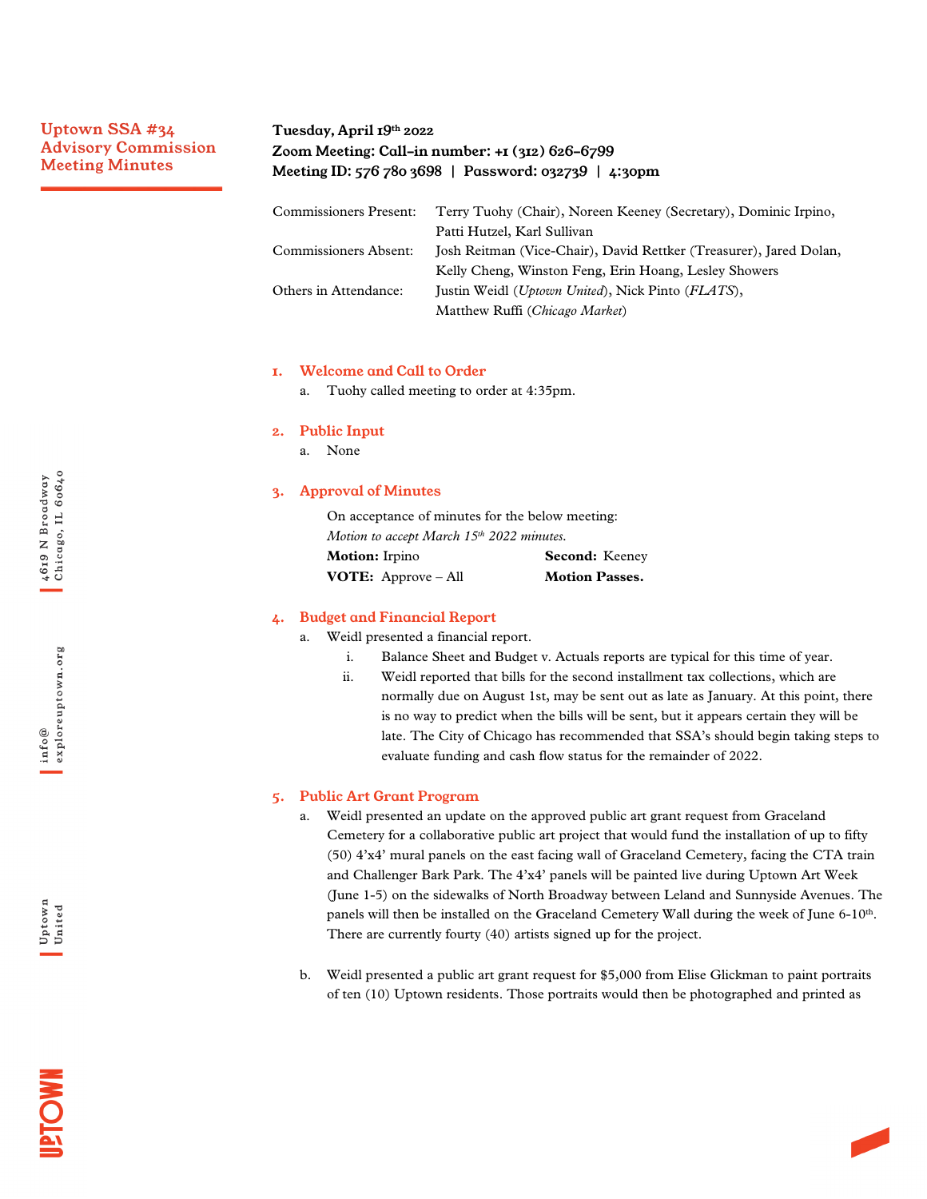# Uptown SSA #34 Advisory Commission Meeting Minutes

**Tuesday, April 19th 2022**
**Zoom Meeting: Call-in number: +1 (312) 626-6799**
**Meeting ID: 576 780 3698 | Password: 032739 | 4:30pm**

| | |
|---|---|
| Commissioners Present: | Terry Tuohy (Chair), Noreen Keeney (Secretary), Dominic Irpino, Patti Hutzel, Karl Sullivan |
| Commissioners Absent: | Josh Reitman (Vice-Chair), David Rettker (Treasurer), Jared Dolan, Kelly Cheng, Winston Feng, Erin Hoang, Lesley Showers |
| Others in Attendance: | Justin Weidl (*Uptown United*), Nick Pinto (*FLATS*), Matthew Ruffi (*Chicago Market*) |

## 1. Welcome and Call to Order

a. Tuohy called meeting to order at 4:35pm.

## 2. Public Input

a. None

## 3. Approval of Minutes

On acceptance of minutes for the below meeting:
*Motion to accept March 15th 2022 minutes.*

**Motion:** Irpino **Second:** Keeney
**VOTE:** Approve – All **Motion Passes.**

## 4. Budget and Financial Report

a. Weidl presented a financial report.
   i. Balance Sheet and Budget v. Actuals reports are typical for this time of year.
   ii. Weidl reported that bills for the second installment tax collections, which are normally due on August 1st, may be sent out as late as January. At this point, there is no way to predict when the bills will be sent, but it appears certain they will be late. The City of Chicago has recommended that SSA's should begin taking steps to evaluate funding and cash flow status for the remainder of 2022.

## 5. Public Art Grant Program

a. Weidl presented an update on the approved public art grant request from Graceland Cemetery for a collaborative public art project that would fund the installation of up to fifty (50) 4'x4' mural panels on the east facing wall of Graceland Cemetery, facing the CTA train and Challenger Bark Park. The 4'x4' panels will be painted live during Uptown Art Week (June 1-5) on the sidewalks of North Broadway between Leland and Sunnyside Avenues. The panels will then be installed on the Graceland Cemetery Wall during the week of June 6-10th. There are currently fourty (40) artists signed up for the project.

b. Weidl presented a public art grant request for $5,000 from Elise Glickman to paint portraits of ten (10) Uptown residents. Those portraits would then be photographed and printed as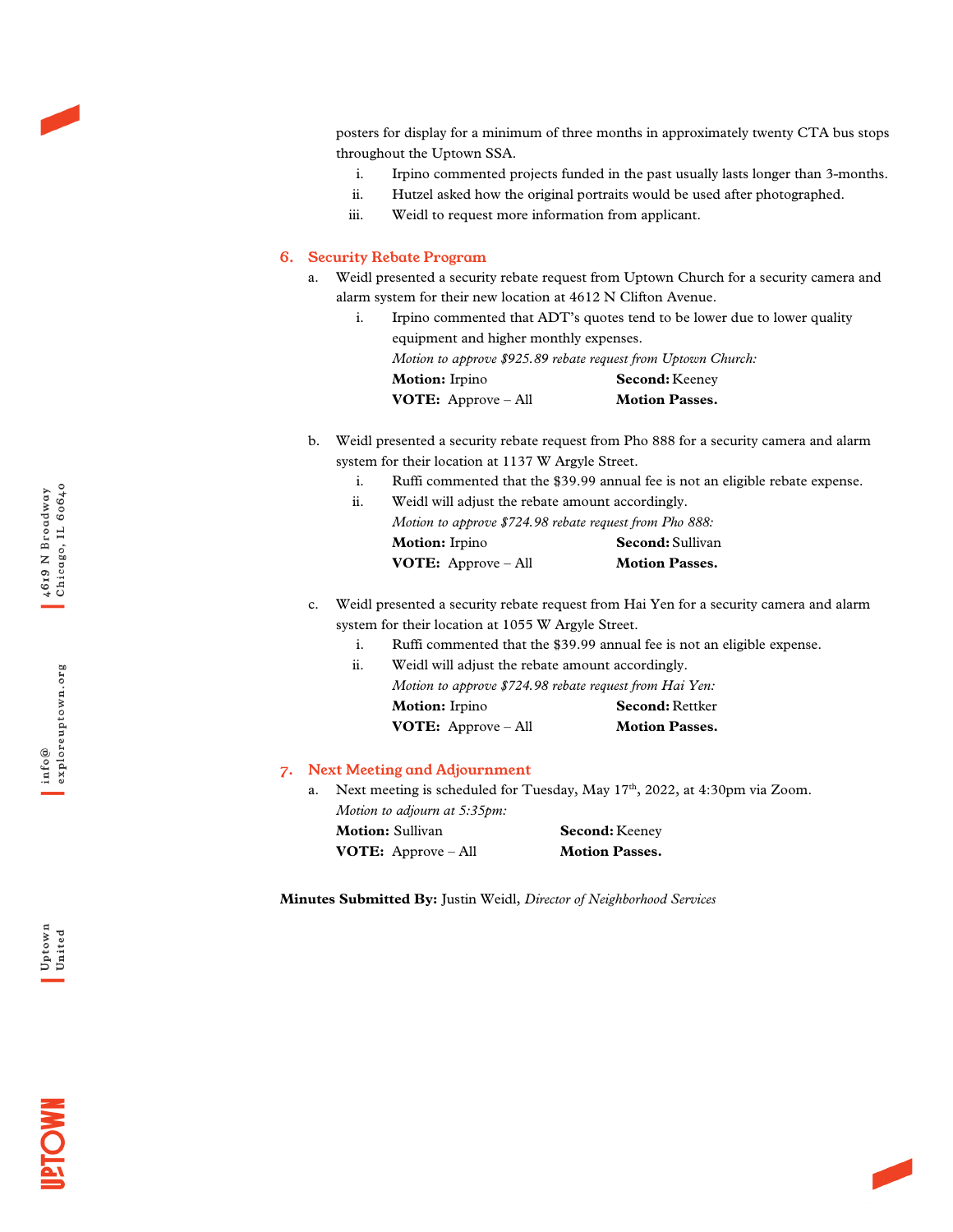posters for display for a minimum of three months in approximately twenty CTA bus stops throughout the Uptown SSA.

  i. Irpino commented projects funded in the past usually lasts longer than 3-months.
  ii. Hutzel asked how the original portraits would be used after photographed.
  iii. Weidl to request more information from applicant.

## 6. Security Rebate Program

a. Weidl presented a security rebate request from Uptown Church for a security camera and alarm system for their new location at 4612 N Clifton Avenue.

  i. Irpino commented that ADT's quotes tend to be lower due to lower quality equipment and higher monthly expenses.

  *Motion to approve $925.89 rebate request from Uptown Church:*

  **Motion:** Irpino  **Second:** Keeney
  **VOTE:** Approve – All  **Motion Passes.**

b. Weidl presented a security rebate request from Pho 888 for a security camera and alarm system for their location at 1137 W Argyle Street.

  i. Ruffi commented that the $39.99 annual fee is not an eligible rebate expense.
  ii. Weidl will adjust the rebate amount accordingly.

  *Motion to approve $724.98 rebate request from Pho 888:*

  **Motion:** Irpino  **Second:** Sullivan
  **VOTE:** Approve – All  **Motion Passes.**

c. Weidl presented a security rebate request from Hai Yen for a security camera and alarm system for their location at 1055 W Argyle Street.

  i. Ruffi commented that the $39.99 annual fee is not an eligible expense.
  ii. Weidl will adjust the rebate amount accordingly.

  *Motion to approve $724.98 rebate request from Hai Yen:*

  **Motion:** Irpino  **Second:** Rettker
  **VOTE:** Approve – All  **Motion Passes.**

## 7. Next Meeting and Adjournment

a. Next meeting is scheduled for Tuesday, May 17th, 2022, at 4:30pm via Zoom.

*Motion to adjourn at 5:35pm:*

**Motion:** Sullivan  **Second:** Keeney
**VOTE:** Approve – All  **Motion Passes.**

**Minutes Submitted By:** Justin Weidl, *Director of Neighborhood Services*